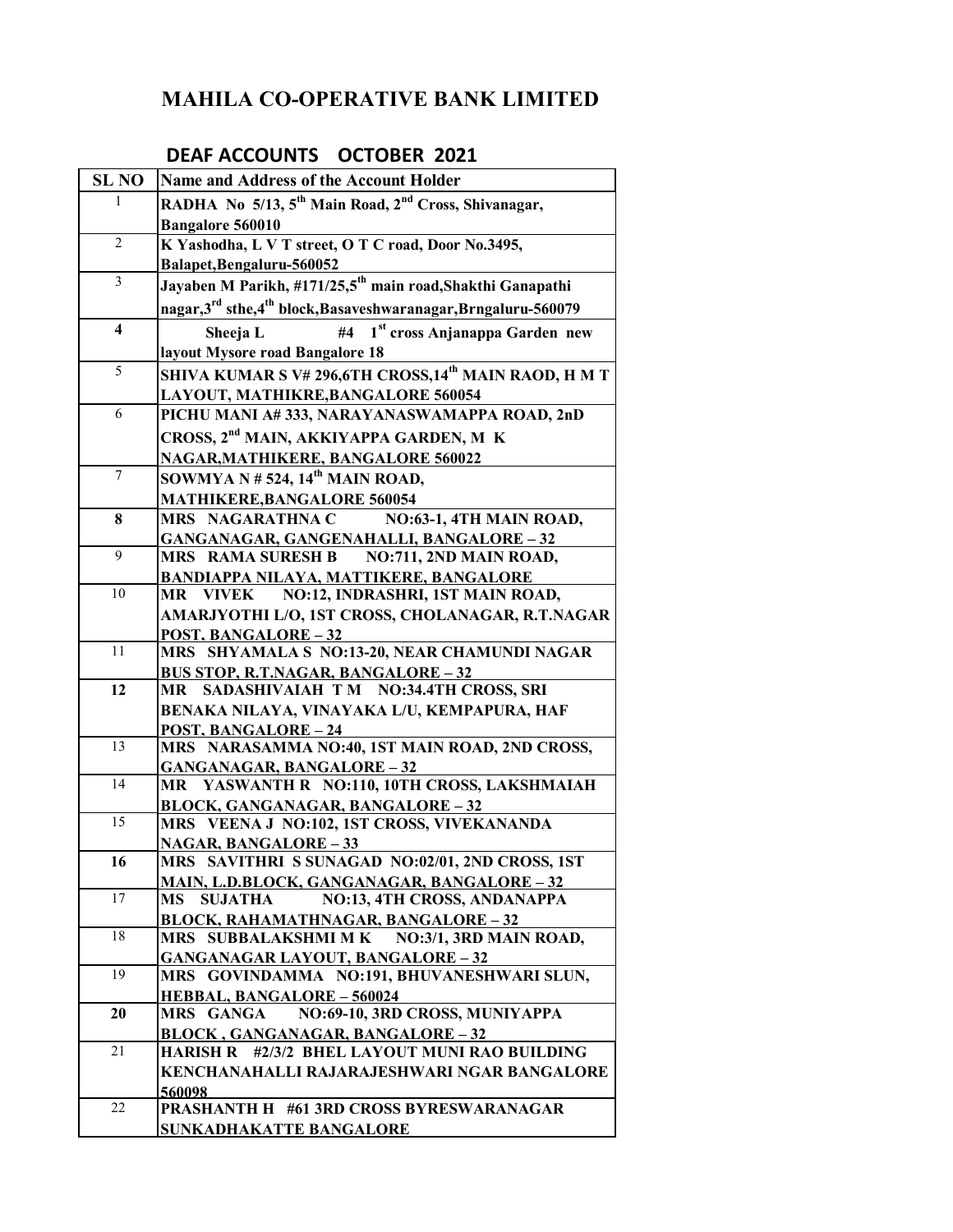# MAHILA CO-OPERATIVE BANK LIMITED

## DEAF ACCOUNTS OCTOBER 2021

| SL NO | Name and Address of the Account Holder |
|---|---|
| 1 | **RADHA No 5/13, 5th Main Road, 2nd Cross, Shivanagar, Bangalore 560010** |
| 2 | **K Yashodha, L V T street, O T C road, Door No.3495, Balapet,Bengaluru-560052** |
| 3 | **Jayaben M Parikh, #171/25,5th main road,Shakthi Ganapathi nagar,3rd sthe,4th block,Basaveshwaranagar,Brngaluru-560079** |
| **4** | **Sheeja L #4 1st cross Anjanappa Garden new layout Mysore road Bangalore 18** |
| 5 | **SHIVA KUMAR S V# 296,6TH CROSS,14th MAIN RAOD, H M T LAYOUT, MATHIKRE,BANGALORE 560054** |
| 6 | **PICHU MANI A# 333, NARAYANASWAMAPPA ROAD, 2nD CROSS, 2nd MAIN, AKKIYAPPA GARDEN, M K NAGAR,MATHIKERE, BANGALORE 560022** |
| 7 | **SOWMYA N # 524, 14th MAIN ROAD, MATHIKERE,BANGALORE 560054** |
| **8** | **MRS NAGARATHNA C NO:63-1, 4TH MAIN ROAD, GANGANAGAR, GANGENAHALLI, BANGALORE – 32** |
| 9 | **MRS RAMA SURESH B NO:711, 2ND MAIN ROAD, BANDIAPPA NILAYA, MATTIKERE, BANGALORE** |
| 10 | **MR VIVEK NO:12, INDRASHRI, 1ST MAIN ROAD, AMARJYOTHI L/O, 1ST CROSS, CHOLANAGAR, R.T.NAGAR POST, BANGALORE – 32** |
| 11 | **MRS SHYAMALA S NO:13-20, NEAR CHAMUNDI NAGAR BUS STOP, R.T.NAGAR, BANGALORE – 32** |
| **12** | **MR SADASHIVAIAH T M NO:34.4TH CROSS, SRI BENAKA NILAYA, VINAYAKA L/U, KEMPAPURA, HAF POST, BANGALORE – 24** |
| 13 | **MRS NARASAMMA NO:40, 1ST MAIN ROAD, 2ND CROSS, GANGANAGAR, BANGALORE – 32** |
| 14 | **MR YASWANTH R NO:110, 10TH CROSS, LAKSHMAIAH BLOCK, GANGANAGAR, BANGALORE – 32** |
| 15 | **MRS VEENA J NO:102, 1ST CROSS, VIVEKANANDA NAGAR, BANGALORE – 33** |
| **16** | **MRS SAVITHRI S SUNAGAD NO:02/01, 2ND CROSS, 1ST MAIN, L.D.BLOCK, GANGANAGAR, BANGALORE – 32** |
| 17 | **MS SUJATHA NO:13, 4TH CROSS, ANDANAPPA BLOCK, RAHAMATHNAGAR, BANGALORE – 32** |
| 18 | **MRS SUBBALAKSHMI M K NO:3/1, 3RD MAIN ROAD, GANGANAGAR LAYOUT, BANGALORE – 32** |
| 19 | **MRS GOVINDAMMA NO:191, BHUVANESHWARI SLUN, HEBBAL, BANGALORE – 560024** |
| **20** | **MRS GANGA NO:69-10, 3RD CROSS, MUNIYAPPA BLOCK , GANGANAGAR, BANGALORE – 32** |
| 21 | **HARISH R #2/3/2 BHEL LAYOUT MUNI RAO BUILDING KENCHANAHALLI RAJARAJESHWARI NGAR BANGALORE 560098** |
| 22 | **PRASHANTH H #61 3RD CROSS BYRESWARANAGAR SUNKADHAKATTE BANGALORE** |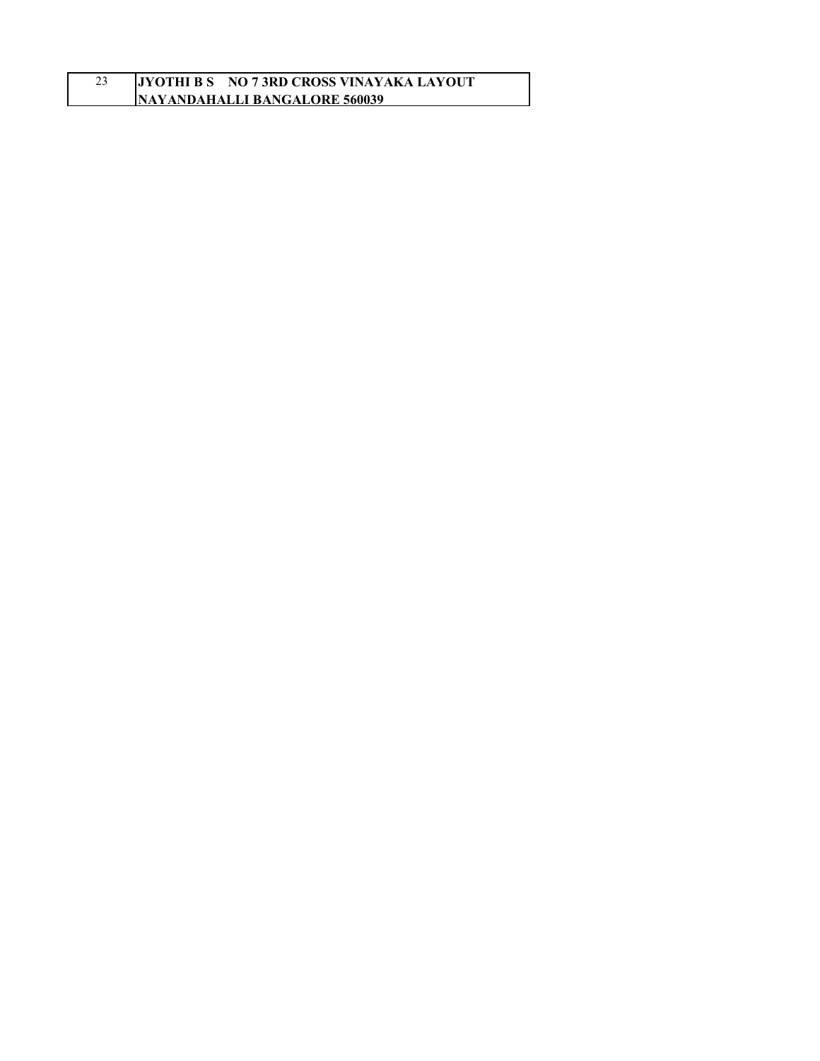| | |
|---|---|
| 23 | **JYOTHI B S NO 7 3RD CROSS VINAYAKA LAYOUT NAYANDAHALLI BANGALORE 560039** |